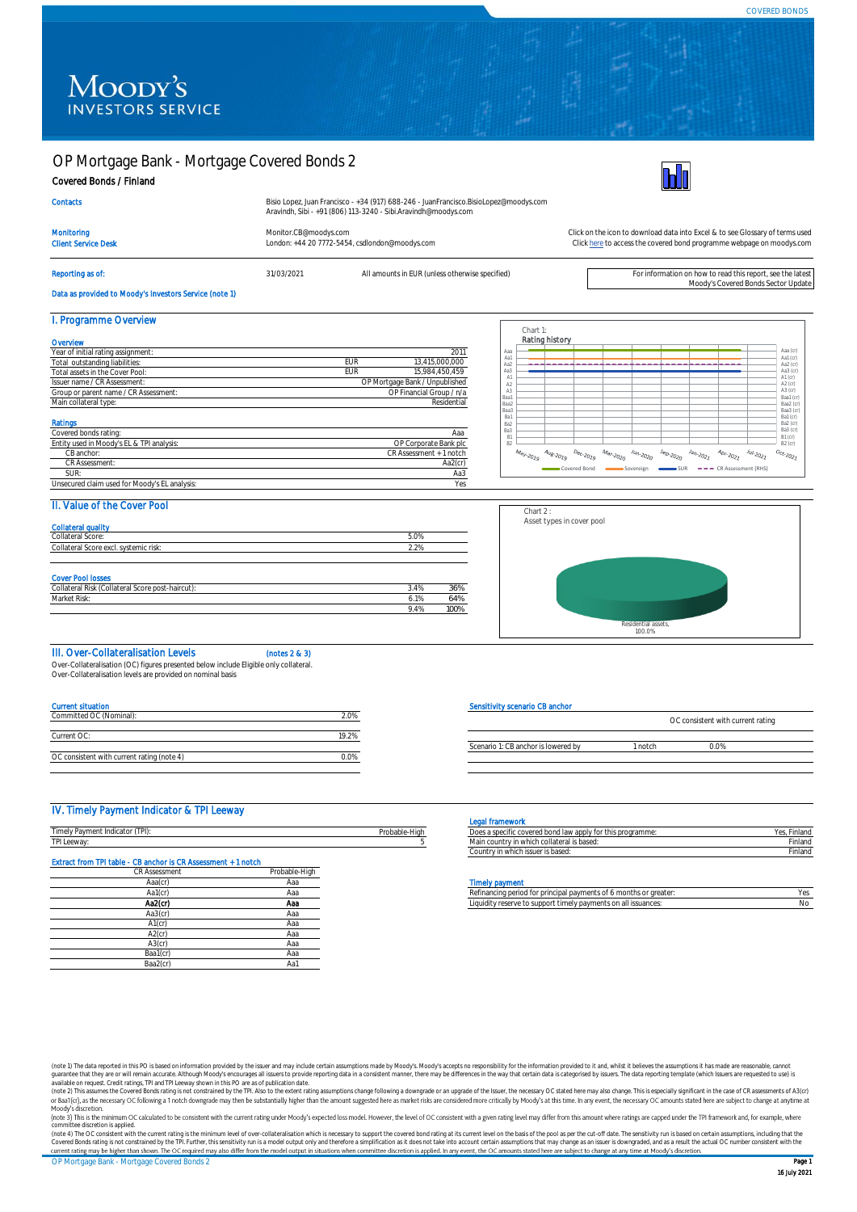COVERED BONDS

# OP Mortgage Bank - Mortgage Covered Bonds 2

**Covered Bonds / Finland**

| | |
|---|---|
| Contacts | Bisio Lopez, Juan Francisco - +34 (917) 688-246 - JuanFrancisco.BisioLopez@moodys.com<br>Aravindh, Sibi - +91 (806) 113-3240 - Sibi.Aravindh@moodys.com |
| Monitoring | Monitor.CB@moodys.com |
| Client Service Desk | London: +44 20 7772-5454, csdlondon@moodys.com |

Click on the icon to download data into Excel & to see Glossary of terms used
Click here to access the covered bond programme webpage on moodys.com

Reporting as of: 31/03/2021 — All amounts in EUR (unless otherwise specified)

For information on how to read this report, see the latest Moody's Covered Bonds Sector Update

Data as provided to Moody's Investors Service (note 1)

## I. Programme Overview

### Overview

| | | |
|---|---|---|
| Year of initial rating assignment: | | 2011 |
| Total outstanding liabilities: | EUR | 13,415,000,000 |
| Total assets in the Cover Pool: | EUR | 15,984,450,459 |
| Issuer name / CR Assessment: | | OP Mortgage Bank / Unpublished |
| Group or parent name / CR Assessment: | | OP Financial Group / n/a |
| Main collateral type: | | Residential |

### Ratings

| | |
|---|---|
| Covered bonds rating: | Aaa |
| Entity used in Moody's EL & TPI analysis: | OP Corporate Bank plc |
| CB anchor: | CR Assessment + 1 notch |
| CR Assessment: | Aa2(cr) |
| SUR: | Aa3 |
| Unsecured claim used for Moody's EL analysis: | Yes |

Chart 1:
Rating history

Covered Bond — Sovereign — SUR — CR Assessment (RHS)

## II. Value of the Cover Pool

### Collateral quality

| | |
|---|---|
| Collateral Score: | 5.0% |
| Collateral Score excl. systemic risk: | 2.2% |

### Cover Pool losses

| | | |
|---|---|---|
| Collateral Risk (Collateral Score post-haircut): | 3.4% | 36% |
| Market Risk: | 6.1% | 64% |
| | 9.4% | 100% |

Chart 2 :
Asset types in cover pool

Residential assets, 100.0%

## III. Over-Collateralisation Levels (notes 2 & 3)

Over-Collateralisation (OC) figures presented below include Eligible only collateral.
Over-Collateralisation levels are provided on nominal basis

### Current situation

| | |
|---|---|
| Committed OC (Nominal): | 2.0% |
| Current OC: | 19.2% |
| OC consistent with current rating (note 4) | 0.0% |

### Sensitivity scenario CB anchor

| | | OC consistent with current rating |
|---|---|---|
| Scenario 1: CB anchor is lowered by | 1 notch | 0.0% |

## IV. Timely Payment Indicator & TPI Leeway

| | |
|---|---|
| Timely Payment Indicator (TPI): | Probable-High |
| TPI Leeway: | 5 |

### Extract from TPI table - CB anchor is CR Assessment + 1 notch

| CR Assessment | Probable-High |
|---|---|
| Aaa(cr) | Aaa |
| Aa1(cr) | Aaa |
| **Aa2(cr)** | **Aaa** |
| Aa3(cr) | Aaa |
| A1(cr) | Aaa |
| A2(cr) | Aaa |
| A3(cr) | Aaa |
| Baa1(cr) | Aaa |
| Baa2(cr) | Aa1 |

### Legal framework

| | |
|---|---|
| Does a specific covered bond law apply for this programme: | Yes, Finland |
| Main country in which collateral is based: | Finland |
| Country in which issuer is based: | Finland |

### Timely payment

| | |
|---|---|
| Refinancing period for principal payments of 6 months or greater: | Yes |
| Liquidity reserve to support timely payments on all issuances: | No |

(note 1) The data reported in this PO is based on information provided by the issuer and may include certain assumptions made by Moody's. Moody's accepts no responsibility for the information provided to it and, whilst it believes the assumptions it has made are reasonable, cannot guarantee that they are or will remain accurate. Although Moody's encourages all issuers to provide reporting data in a consistent manner, there may be differences in the way that certain data is categorised by issuers. The data reporting template (which Issuers are requested to use) is available on request. Credit ratings, TPI and TPI Leeway shown in this PO are as of publication date.
(note 2) This assumes the Covered Bonds rating is not constrained by the TPI. Also to the extent rating assumptions change following a downgrade or an upgrade of the Issuer, the necessary OC stated here may also change. This is especially significant in the case of CR assessments of A3(cr) or Baa1(cr), as the necessary OC following a 1 notch downgrade may then be substantially higher than the amount suggested here as market risks are considered more critically by Moody's at this time. In any event, the necessary OC amounts stated here are subject to change at anytime at Moody's discretion.
(note 3) This is the minimum OC calculated to be consistent with the current rating under Moody's expected loss model. However, the level of OC consistent with a given rating level may differ from this amount where ratings are capped under the TPI framework and, for example, where committee discretion is applied.
(note 4) The OC consistent with the current rating is the minimum level of over-collateralisation which is necessary to support the covered bond rating at its current level on the basis of the pool as per the cut-off date. The sensitivity run is based on certain assumptions, including that the Covered Bonds rating is not constrained by the TPI. Further, this sensitivity run is a model output only and therefore a simplification as it does not take into account certain assumptions that may change as an issuer is downgraded, and as a result the actual OC number consistent with the current rating may be higher than shown. The OC required may also differ from the model output in situations when committee discretion is applied. In any event, the OC amounts stated here are subject to change at any time at Moody's discretion.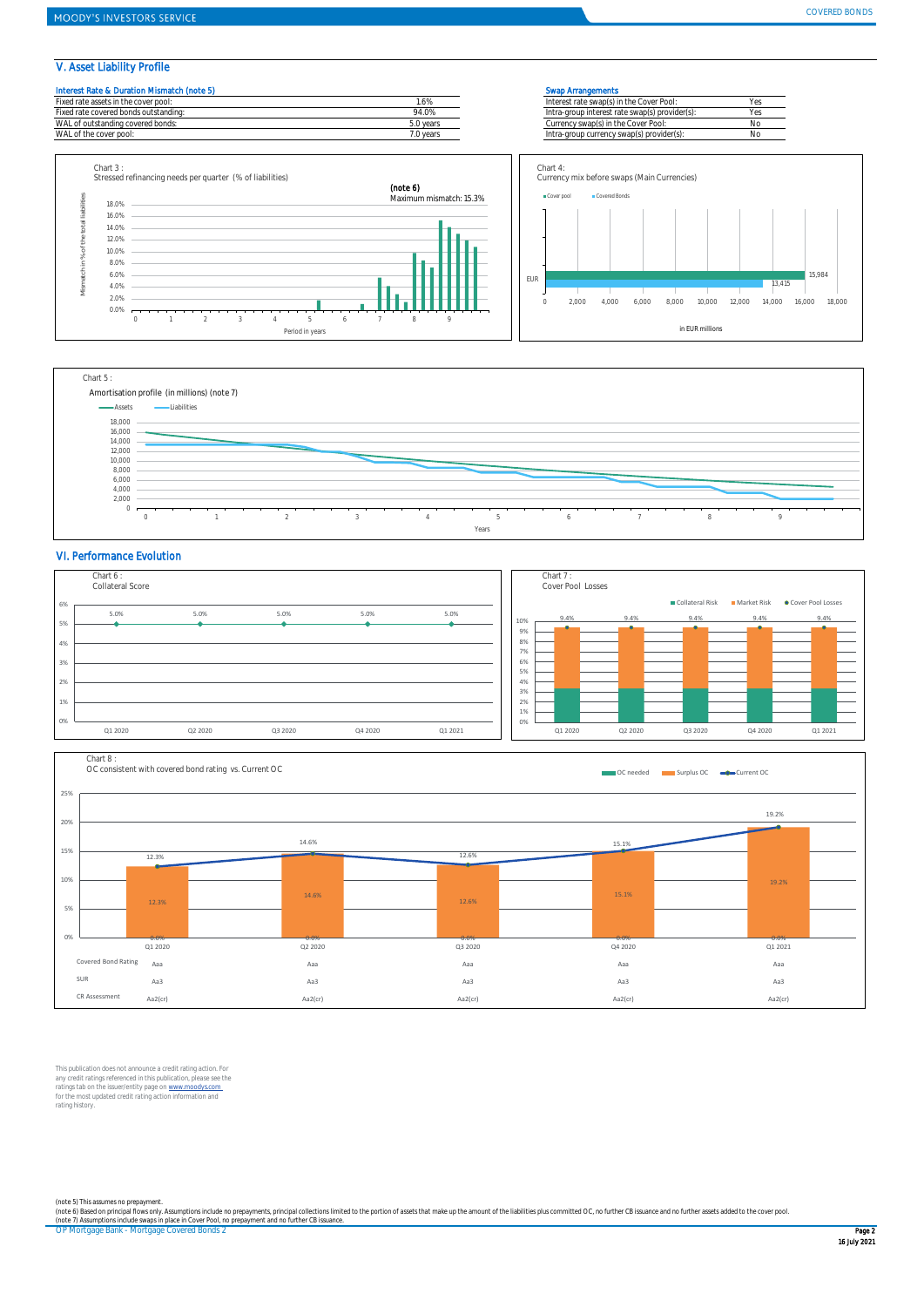## V. Asset Liability Profile

**Interest Rate & Duration Mismatch (note 5)**

| | |
|---|---|
| Fixed rate assets in the cover pool: | 1.6% |
| Fixed rate covered bonds outstanding: | 94.0% |
| WAL of outstanding covered bonds: | 5.0 years |
| WAL of the cover pool: | 7.0 years |

**Swap Arrangements**

| | |
|---|---|
| Interest rate swap(s) in the Cover Pool: | Yes |
| Intra-group interest rate swap(s) provider(s): | Yes |
| Currency swap(s) in the Cover Pool: | No |
| Intra-group currency swap(s) provider(s): | No |

Chart 3 :
Stressed refinancing needs per quarter (% of liabilities)

**(note 6)**
Maximum mismatch: 15.3%

Chart 4:
Currency mix before swaps (Main Currencies)

| | Cover pool | Covered Bonds |
|---|---|---|
| EUR | 15,984 | 13,415 |

in EUR millions

Chart 5 :
Amortisation profile (in millions) (note 7)

## VI. Performance Evolution

Chart 6 :
Collateral Score

| Q1 2020 | Q2 2020 | Q3 2020 | Q4 2020 | Q1 2021 |
|---|---|---|---|---|
| 5.0% | 5.0% | 5.0% | 5.0% | 5.0% |

Chart 7 :
Cover Pool Losses

| | Q1 2020 | Q2 2020 | Q3 2020 | Q4 2020 | Q1 2021 |
|---|---|---|---|---|---|
| Cover Pool Losses | 9.4% | 9.4% | 9.4% | 9.4% | 9.4% |

Chart 8 :
OC consistent with covered bond rating vs. Current OC

| | Q1 2020 | Q2 2020 | Q3 2020 | Q4 2020 | Q1 2021 |
|---|---|---|---|---|---|
| OC needed | 0.0% | 0.0% | 0.0% | 0.0% | 0.0% |
| Surplus OC | 12.3% | 14.6% | 12.6% | 15.1% | 19.2% |
| Current OC | 12.3% | 14.6% | 12.6% | 15.1% | 19.2% |
| Covered Bond Rating | Aaa | Aaa | Aaa | Aaa | Aaa |
| SUR | Aa3 | Aa3 | Aa3 | Aa3 | Aa3 |
| CR Assessment | Aa2(cr) | Aa2(cr) | Aa2(cr) | Aa2(cr) | Aa2(cr) |

This publication does not announce a credit rating action. For any credit ratings referenced in this publication, please see the ratings tab on the issuer/entity page on www.moodys.com for the most updated credit rating action information and rating history.

(note 5) This assumes no prepayment.
(note 6) Based on principal flows only. Assumptions include no prepayments, principal collections limited to the portion of assets that make up the amount of the liabilities plus committed OC, no further CB issuance and no further assets added to the cover pool.
(note 7) Assumptions include swaps in place in Cover Pool, no prepayment and no further CB issuance.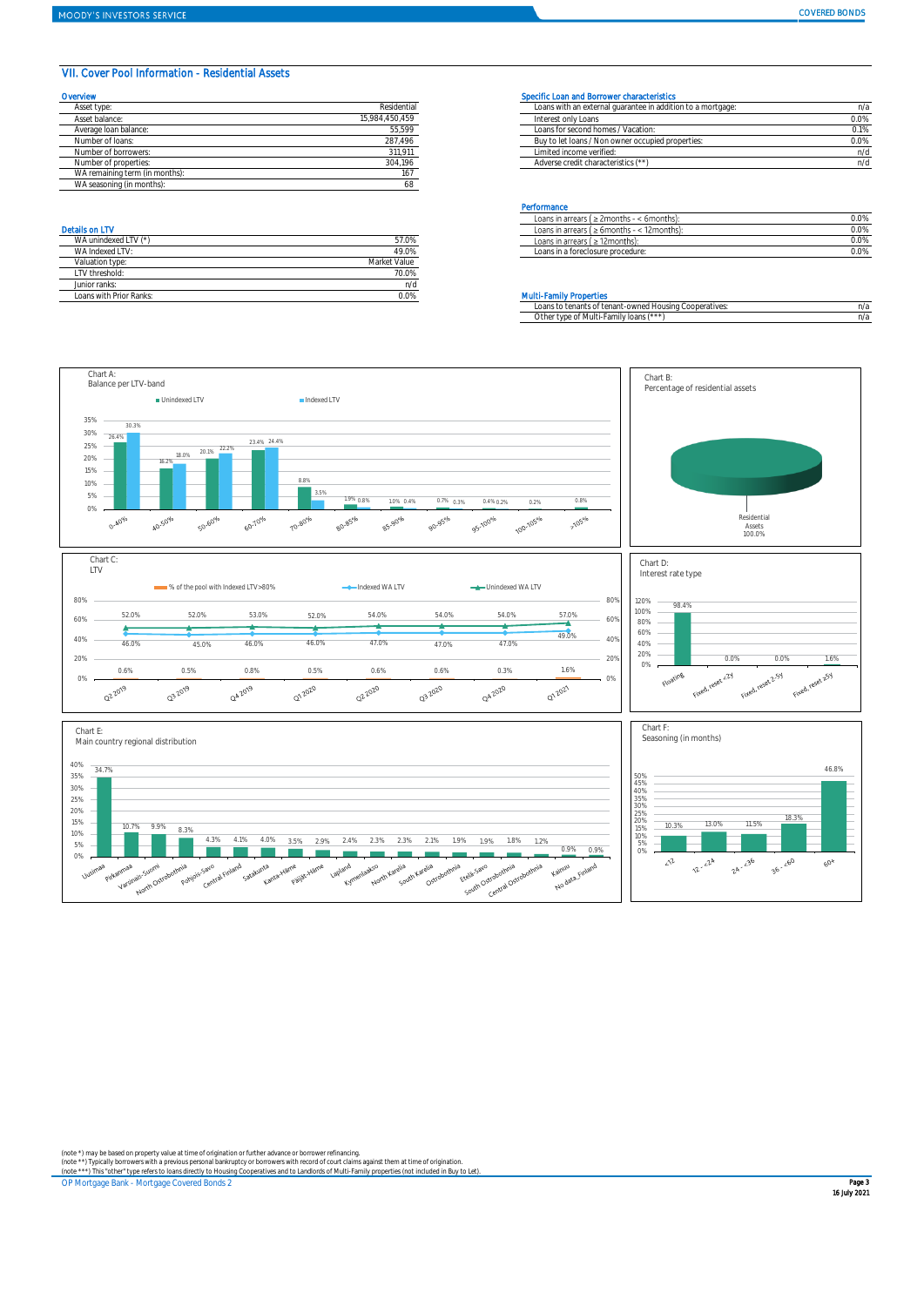## VII. Cover Pool Information - Residential Assets

### Overview

| | |
|---|---|
| Asset type: | Residential |
| Asset balance: | 15,984,450,459 |
| Average loan balance: | 55,599 |
| Number of loans: | 287,496 |
| Number of borrowers: | 311,911 |
| Number of properties: | 304,196 |
| WA remaining term (in months): | 167 |
| WA seasoning (in months): | 68 |

### Details on LTV

| | |
|---|---|
| WA unindexed LTV (*) | 57.0% |
| WA Indexed LTV: | 49.0% |
| Valuation type: | Market Value |
| LTV threshold: | 70.0% |
| Junior ranks: | n/d |
| Loans with Prior Ranks: | 0.0% |

### Specific Loan and Borrower characteristics

| | |
|---|---|
| Loans with an external guarantee in addition to a mortgage: | n/a |
| Interest only Loans | 0.0% |
| Loans for second homes / Vacation: | 0.1% |
| Buy to let loans / Non owner occupied properties: | 0.0% |
| Limited income verified: | n/d |
| Adverse credit characteristics (**) | n/d |

### Performance

| | |
|---|---|
| Loans in arrears ( ≥ 2months - < 6months): | 0.0% |
| Loans in arrears ( ≥ 6months - < 12months): | 0.0% |
| Loans in arrears ( ≥ 12months): | 0.0% |
| Loans in a foreclosure procedure: | 0.0% |

### Multi-Family Properties

| | |
|---|---|
| Loans to tenants of tenant-owned Housing Cooperatives: | n/a |
| Other type of Multi-Family loans (***) | n/a |

**Chart A:** Balance per LTV-band

| LTV band | Unindexed LTV | Indexed LTV |
|---|---|---|
| 0-40% | 26.4% | 30.3% |
| 40-50% | 16.2% | 18.0% |
| 50-60% | 20.1% | 22.2% |
| 60-70% | 23.4% | 24.4% |
| 70-80% | 8.8% | 3.5% |
| 80-85% | 1.9% | 0.8% |
| 85-90% | 1.0% | 0.4% |
| 90-95% | 0.7% | 0.3% |
| 95-100% | 0.4% | 0.2% |
| 100-105% | 0.2% | |
| >105% | 0.8% | |

**Chart B:** Percentage of residential assets

Residential Assets 100.0%

**Chart C:** LTV

| | Q2 2019 | Q3 2019 | Q4 2019 | Q1 2020 | Q2 2020 | Q3 2020 | Q4 2020 | Q1 2021 |
|---|---|---|---|---|---|---|---|---|
| % of the pool with Indexed LTV>80% | 0.6% | 0.5% | 0.8% | 0.5% | 0.6% | 0.6% | 0.3% | 1.6% |
| Indexed WA LTV | 46.0% | 45.0% | 46.0% | 46.0% | 47.0% | 47.0% | 47.0% | 49.0% |
| Unindexed WA LTV | 52.0% | 52.0% | 53.0% | 52.0% | 54.0% | 54.0% | 54.0% | 57.0% |

**Chart D:** Interest rate type

| Floating | Fixed, reset <2y | Fixed, reset 2-5y | Fixed, reset ≥5y |
|---|---|---|---|
| 98.4% | 0.0% | 0.0% | 1.6% |

**Chart E:** Main country regional distribution

| Region | % |
|---|---|
| Uusimaa | 34.7% |
| Pirkanmaa | 10.7% |
| Varsinais-Suomi | 9.9% |
| North Ostrobothnia | 8.3% |
| Pohjois-Savo | 4.3% |
| Central Finland | 4.1% |
| Satakunta | 4.0% |
| Kanta-Häme | 3.5% |
| Päijät-Häme | 2.9% |
| Lapland | 2.4% |
| Kymenlaakso | 2.3% |
| North Karelia | 2.3% |
| South Karelia | 2.1% |
| Ostrobothnia | 1.9% |
| Etelä-Savo | 1.9% |
| South Ostrobothnia | 1.8% |
| Central Ostrobothnia | 1.2% |
| Kainuu | 0.9% |
| No data_Finland | 0.9% |

**Chart F:** Seasoning (in months)

| <12 | 12 - <24 | 24 - <36 | 36 - <60 | 60+ |
|---|---|---|---|---|
| 10.3% | 13.0% | 11.5% | 18.3% | 46.8% |

(note *) may be based on property value at time of origination or further advance or borrower refinancing.
(note **) Typically borrowers with a previous personal bankruptcy or borrowers with record of court claims against them at time of origination.
(note ***) This "other" type refers to loans directly to Housing Cooperatives and to Landlords of Multi-Family properties (not included in Buy to Let).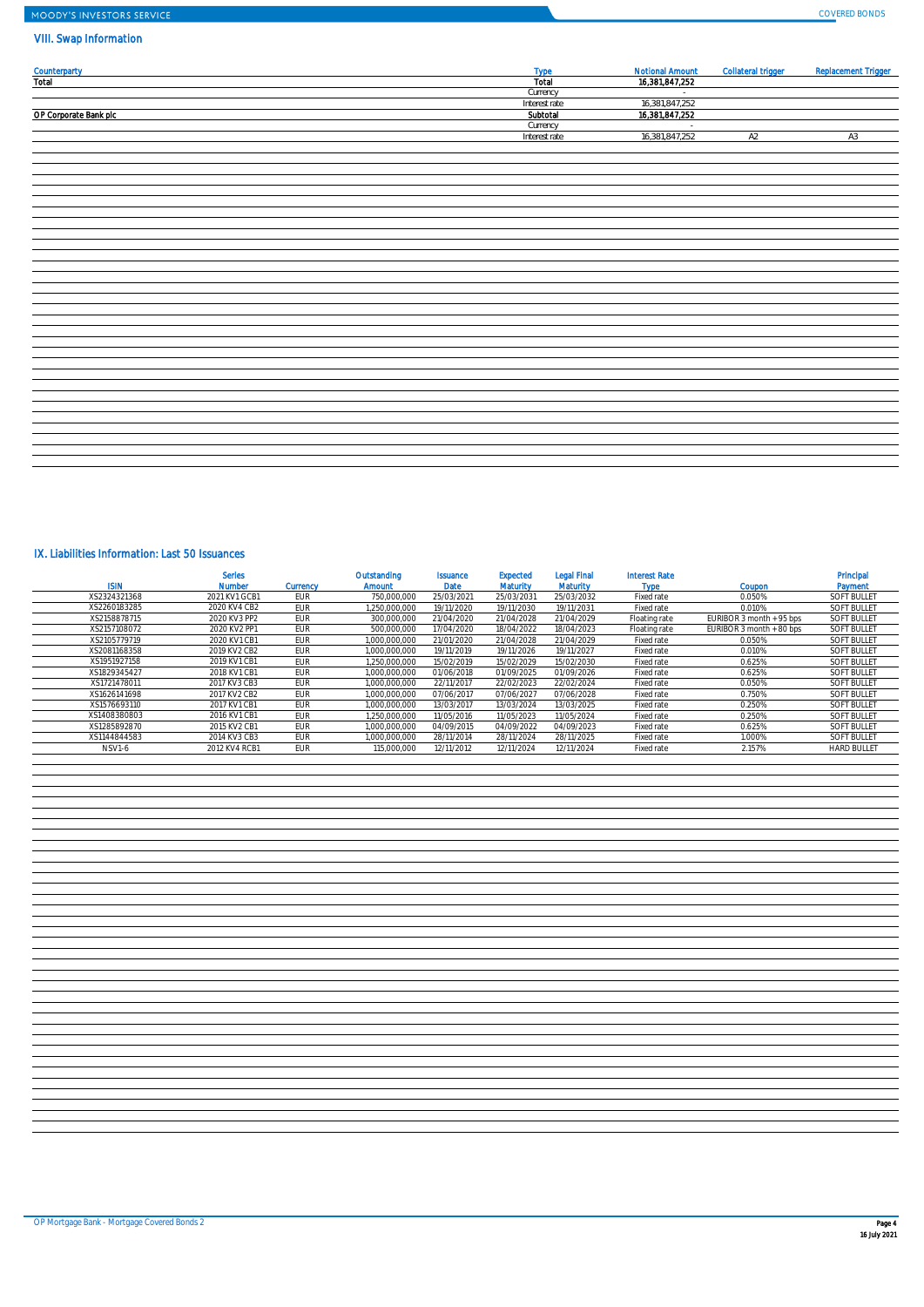## VIII. Swap Information

| Counterparty | Type | Notional Amount | Collateral trigger | Replacement Trigger |
|---|---|---|---|---|
| **Total** | **Total** | **16,381,847,252** | | |
| | Currency | - | | |
| | Interest rate | 16,381,847,252 | | |
| **OP Corporate Bank plc** | **Subtotal** | **16,381,847,252** | | |
| | Currency | - | | |
| | Interest rate | 16,381,847,252 | A2 | A3 |

## IX. Liabilities Information: Last 50 Issuances

| ISIN | Series Number | Currency | Outstanding Amount | Issuance Date | Expected Maturity | Legal Final Maturity | Interest Rate Type | Coupon | Principal Payment |
|---|---|---|---|---|---|---|---|---|---|
| XS2324321368 | 2021 KV1 GCB1 | EUR | 750,000,000 | 25/03/2021 | 25/03/2031 | 25/03/2032 | Fixed rate | 0.050% | SOFT BULLET |
| XS2260183285 | 2020 KV4 CB2 | EUR | 1,250,000,000 | 19/11/2020 | 19/11/2030 | 19/11/2031 | Fixed rate | 0.010% | SOFT BULLET |
| XS2158878715 | 2020 KV3 PP2 | EUR | 300,000,000 | 21/04/2020 | 21/04/2028 | 21/04/2029 | Floating rate | EURIBOR 3 month + 95 bps | SOFT BULLET |
| XS2157108072 | 2020 KV2 PP1 | EUR | 500,000,000 | 17/04/2020 | 18/04/2022 | 18/04/2023 | Floating rate | EURIBOR 3 month + 80 bps | SOFT BULLET |
| XS2105779719 | 2020 KV1 CB1 | EUR | 1,000,000,000 | 21/01/2020 | 21/04/2028 | 21/04/2029 | Fixed rate | 0.050% | SOFT BULLET |
| XS2081168358 | 2019 KV2 CB2 | EUR | 1,000,000,000 | 19/11/2019 | 19/11/2026 | 19/11/2027 | Fixed rate | 0.010% | SOFT BULLET |
| XS1951927158 | 2019 KV1 CB1 | EUR | 1,250,000,000 | 15/02/2019 | 15/02/2029 | 15/02/2030 | Fixed rate | 0.625% | SOFT BULLET |
| XS1829345427 | 2018 KV1 CB1 | EUR | 1,000,000,000 | 01/06/2018 | 01/09/2025 | 01/09/2026 | Fixed rate | 0.625% | SOFT BULLET |
| XS1721478011 | 2017 KV3 CB3 | EUR | 1,000,000,000 | 22/11/2017 | 22/02/2023 | 22/02/2024 | Fixed rate | 0.050% | SOFT BULLET |
| XS1626141698 | 2017 KV2 CB2 | EUR | 1,000,000,000 | 07/06/2017 | 07/06/2027 | 07/06/2028 | Fixed rate | 0.750% | SOFT BULLET |
| XS1576693110 | 2017 KV1 CB1 | EUR | 1,000,000,000 | 13/03/2017 | 13/03/2024 | 13/03/2025 | Fixed rate | 0.250% | SOFT BULLET |
| XS1408380803 | 2016 KV1 CB1 | EUR | 1,250,000,000 | 11/05/2016 | 11/05/2023 | 11/05/2024 | Fixed rate | 0.250% | SOFT BULLET |
| XS1285892870 | 2015 KV2 CB1 | EUR | 1,000,000,000 | 04/09/2015 | 04/09/2022 | 04/09/2023 | Fixed rate | 0.625% | SOFT BULLET |
| XS1144844583 | 2014 KV3 CB3 | EUR | 1,000,000,000 | 28/11/2014 | 28/11/2024 | 28/11/2025 | Fixed rate | 1.000% | SOFT BULLET |
| NSV1-6 | 2012 KV4 RCB1 | EUR | 115,000,000 | 12/12/2012 | 12/11/2024 | 12/11/2024 | Fixed rate | 2.157% | HARD BULLET |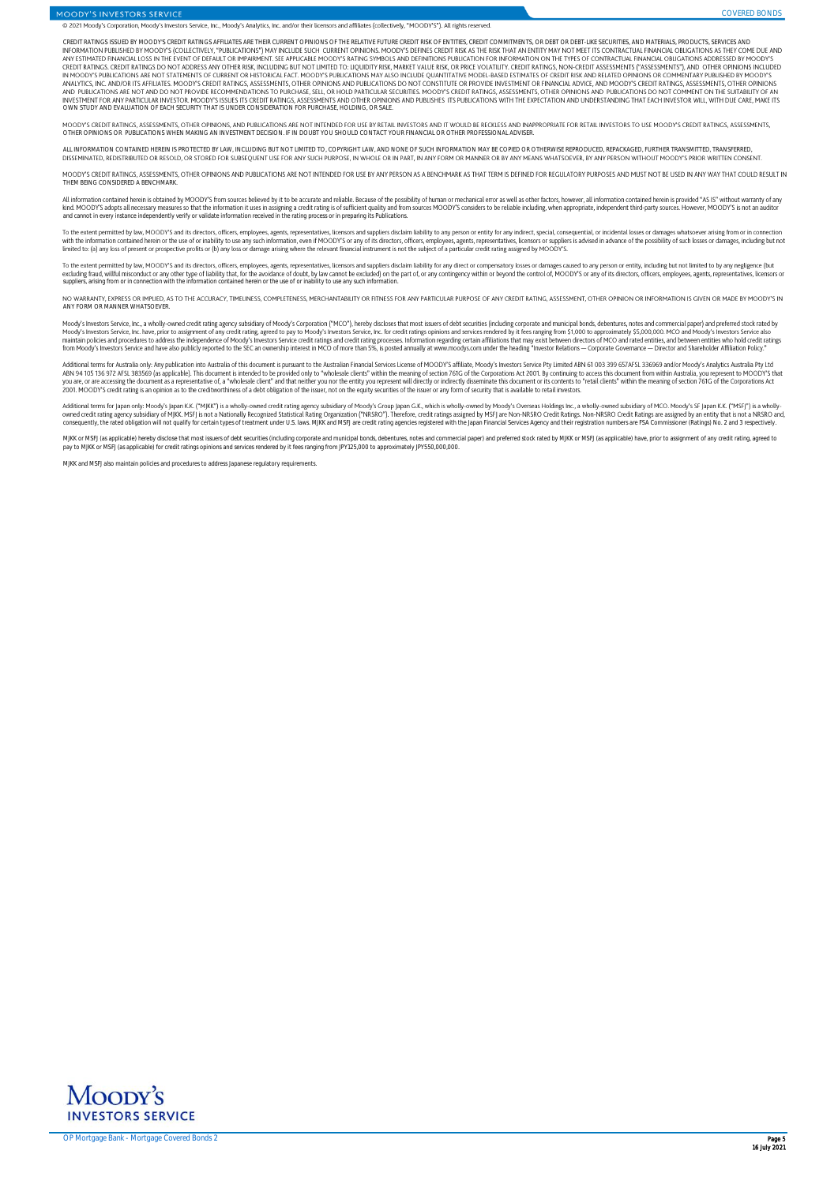© 2021 Moody's Corporation, Moody's Investors Service, Inc., Moody's Analytics, Inc. and/or their licensors and affiliates (collectively, "MOODY'S"). All rights reserved.

CREDIT RATINGS ISSUED BY MOODY'S CREDIT RATINGS AFFILIATES ARE THEIR CURRENT OPINIONS OF THE RELATIVE FUTURE CREDIT RISK OF ENTITIES, CREDIT COMMITMENTS, OR DEBT OR DEBT-LIKE SECURITIES, AND MATERIALS, PRODUCTS, SERVICES AND INFORMATION PUBLISHED BY MOODY'S (COLLECTIVELY, "PUBLICATIONS") MAY INCLUDE SUCH CURRENT OPINIONS. MOODY'S DEFINES CREDIT RISK AS THE RISK THAT AN ENTITY MAY NOT MEET ITS CONTRACTUAL FINANCIAL OBLIGATIONS AS THEY COME DUE AND ANY ESTIMATED FINANCIAL LOSS IN THE EVENT OF DEFAULT OR IMPAIRMENT. SEE APPLICABLE MOODY'S RATING SYMBOLS AND DEFINITIONS PUBLICATION FOR INFORMATION ON THE TYPES OF CONTRACTUAL FINANCIAL OBLIGATIONS ADDRESSED BY MOODY'S CREDIT RATINGS. CREDIT RATINGS DO NOT ADDRESS ANY OTHER RISK, INCLUDING BUT NOT LIMITED TO: LIQUIDITY RISK, MARKET VALUE RISK, OR PRICE VOLATILITY. CREDIT RATINGS, NON-CREDIT ASSESSMENTS ("ASSESSMENTS"), AND OTHER OPINIONS INCLUDED IN MOODY'S PUBLICATIONS ARE NOT STATEMENTS OF CURRENT OR HISTORICAL FACT. MOODY'S PUBLICATIONS MAY ALSO INCLUDE QUANTITATIVE MODEL-BASED ESTIMATES OF CREDIT RISK AND RELATED OPINIONS OR COMMENTARY PUBLISHED BY MOODY'S ANALYTICS, INC. AND/OR ITS AFFILIATES. MOODY'S CREDIT RATINGS, ASSESSMENTS, OTHER OPINIONS AND PUBLICATIONS DO NOT CONSTITUTE OR PROVIDE INVESTMENT OR FINANCIAL ADVICE, AND MOODY'S CREDIT RATINGS, ASSESSMENTS, OTHER OPINIONS AND PUBLICATIONS ARE NOT AND DO NOT PROVIDE RECOMMENDATIONS TO PURCHASE, SELL, OR HOLD PARTICULAR SECURITIES. MOODY'S CREDIT RATINGS, ASSESSMENTS, OTHER OPINIONS AND PUBLICATIONS DO NOT COMMENT ON THE SUITABILITY OF AN INVESTMENT FOR ANY PARTICULAR INVESTOR. MOODY'S ISSUES ITS CREDIT RATINGS, ASSESSMENTS AND OTHER OPINIONS AND PUBLISHES ITS PUBLICATIONS WITH THE EXPECTATION AND UNDERSTANDING THAT EACH INVESTOR WILL, WITH DUE CARE, MAKE ITS OWN STUDY AND EVALUATION OF EACH SECURITY THAT IS UNDER CONSIDERATION FOR PURCHASE, HOLDING, OR SALE.

MOODY'S CREDIT RATINGS, ASSESSMENTS, OTHER OPINIONS, AND PUBLICATIONS ARE NOT INTENDED FOR USE BY RETAIL INVESTORS AND IT WOULD BE RECKLESS AND INAPPROPRIATE FOR RETAIL INVESTORS TO USE MOODY'S CREDIT RATINGS, ASSESSMENTS, OTHER OPINIONS OR PUBLICATIONS WHEN MAKING AN INVESTMENT DECISION. IF IN DOUBT YOU SHOULD CONTACT YOUR FINANCIAL OR OTHER PROFESSIONAL ADVISER.

ALL INFORMATION CONTAINED HEREIN IS PROTECTED BY LAW, INCLUDING BUT NOT LIMITED TO, COPYRIGHT LAW, AND NONE OF SUCH INFORMATION MAY BE COPIED OR OTHERWISE REPRODUCED, REPACKAGED, FURTHER TRANSMITTED, TRANSFERRED, DISSEMINATED, REDISTRIBUTED OR RESOLD, OR STORED FOR SUBSEQUENT USE FOR ANY SUCH PURPOSE, IN WHOLE OR IN PART, IN ANY FORM OR MANNER OR BY ANY MEANS WHATSOEVER, BY ANY PERSON WITHOUT MOODY'S PRIOR WRITTEN CONSENT.

MOODY'S CREDIT RATINGS, ASSESSMENTS, OTHER OPINIONS AND PUBLICATIONS ARE NOT INTENDED FOR USE BY ANY PERSON AS A BENCHMARK AS THAT TERM IS DEFINED FOR REGULATORY PURPOSES AND MUST NOT BE USED IN ANY WAY THAT COULD RESULT IN THEM BEING CONSIDERED A BENCHMARK.

All information contained herein is obtained by MOODY'S from sources believed by it to be accurate and reliable. Because of the possibility of human or mechanical error as well as other factors, however, all information contained herein is provided "AS IS" without warranty of any kind. MOODY'S adopts all necessary measures so that the information it uses in assigning a credit rating is of sufficient quality and from sources MOODY'S considers to be reliable including, when appropriate, independent third-party sources. However, MOODY'S is not an auditor and cannot in every instance independently verify or validate information received in the rating process or in preparing its Publications.

To the extent permitted by law, MOODY'S and its directors, officers, employees, agents, representatives, licensors and suppliers disclaim liability to any person or entity for any indirect, special, consequential, or incidental losses or damages whatsoever arising from or in connection with the information contained herein or the use of or inability to use any such information, even if MOODY'S or any of its directors, officers, employees, agents, representatives, licensors or suppliers is advised in advance of the possibility of such losses or damages, including but not limited to: (a) any loss of present or prospective profits or (b) any loss or damage arising where the relevant financial instrument is not the subject of a particular credit rating assigned by MOODY'S.

To the extent permitted by law, MOODY'S and its directors, officers, employees, agents, representatives, licensors and suppliers disclaim liability for any direct or compensatory losses or damages caused to any person or entity, including but not limited to by any negligence (but excluding fraud, willful misconduct or any other type of liability that, for the avoidance of doubt, by law cannot be excluded) on the part of, or any contingency within or beyond the control of, MOODY'S or any of its directors, officers, employees, agents, representatives, licensors or suppliers, arising from or in connection with the information contained herein or the use of or inability to use any such information.

NO WARRANTY, EXPRESS OR IMPLIED, AS TO THE ACCURACY, TIMELINESS, COMPLETENESS, MERCHANTABILITY OR FITNESS FOR ANY PARTICULAR PURPOSE OF ANY CREDIT RATING, ASSESSMENT, OTHER OPINION OR INFORMATION IS GIVEN OR MADE BY MOODY'S IN ANY FORM OR MANNER WHATSOEVER.

Moody's Investors Service, Inc., a wholly-owned credit rating agency subsidiary of Moody's Corporation ("MCO"), hereby discloses that most issuers of debt securities (including corporate and municipal bonds, debentures, notes and commercial paper) and preferred stock rated by Moody's Investors Service, Inc. have, prior to assignment of any credit rating, agreed to pay to Moody's Investors Service, Inc. for credit ratings opinions and services rendered by it fees ranging from $1,000 to approximately $5,000,000. MCO and Moody's Investors Service also maintain policies and procedures to address the independence of Moody's Investors Service credit ratings and credit rating processes. Information regarding certain affiliations that may exist between directors of MCO and rated entities, and between entities who hold credit ratings from Moody's Investors Service and have also publicly reported to the SEC an ownership interest in MCO of more than 5%, is posted annually at www.moodys.com under the heading "Investor Relations — Corporate Governance — Director and Shareholder Affiliation Policy."

Additional terms for Australia only: Any publication into Australia of this document is pursuant to the Australian Financial Services License of MOODY'S affiliate, Moody's Investors Service Pty Limited ABN 61 003 399 657AFSL 336969 and/or Moody's Analytics Australia Pty Ltd ABN 94 105 136 972 AFSL 383569 (as applicable). This document is intended to be provided only to "wholesale clients" within the meaning of section 761G of the Corporations Act 2001. By continuing to access this document from within Australia, you represent to MOODY'S that you are, or are accessing the document as a representative of, a "wholesale client" and that neither you nor the entity you represent will directly or indirectly disseminate this document or its contents to "retail clients" within the meaning of section 761G of the Corporations Act 2001. MOODY'S credit rating is an opinion as to the creditworthiness of a debt obligation of the issuer, not on the equity securities of the issuer or any form of security that is available to retail investors.

Additional terms for Japan only: Moody's Japan K.K. ("MJKK") is a wholly-owned credit rating agency subsidiary of Moody's Group Japan G.K., which is wholly-owned by Moody's Overseas Holdings Inc., a wholly-owned subsidiary of MCO. Moody's SF Japan K.K. ("MSFJ") is a wholly-owned credit rating agency subsidiary of MJKK. MSFJ is not a Nationally Recognized Statistical Rating Organization ("NRSRO"). Therefore, credit ratings assigned by MSFJ are Non-NRSRO Credit Ratings. Non-NRSRO Credit Ratings are assigned by an entity that is not a NRSRO and, consequently, the rated obligation will not qualify for certain types of treatment under U.S. laws. MJKK and MSFJ are credit rating agencies registered with the Japan Financial Services Agency and their registration numbers are FSA Commissioner (Ratings) No. 2 and 3 respectively.

MJKK or MSFJ (as applicable) hereby disclose that most issuers of debt securities (including corporate and municipal bonds, debentures, notes and commercial paper) and preferred stock rated by MJKK or MSFJ (as applicable) have, prior to assignment of any credit rating, agreed to pay to MJKK or MSFJ (as applicable) for credit ratings opinions and services rendered by it fees ranging from JPY125,000 to approximately JPY550,000,000.

MJKK and MSFJ also maintain policies and procedures to address Japanese regulatory requirements.